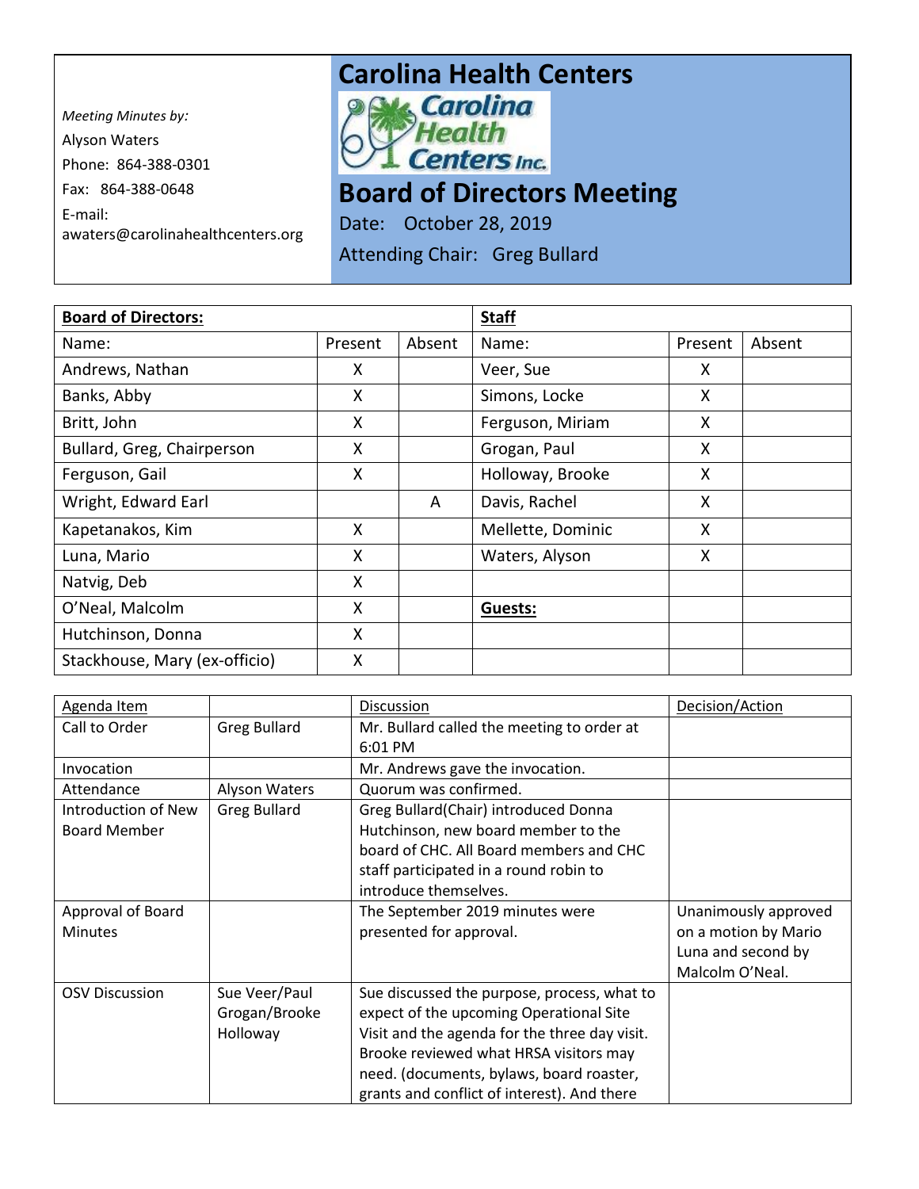*Meeting Minutes by:*

Alyson Waters

Phone: 864-388-0301

Fax: 864-388-0648

E-mail: awaters@carolinahealthcenters.org

# Carolina Health Centers

# Board of Directors Meeting

Date: October 28, 2019

Attending Chair: Greg Bullard

| **Board of Directors:** | | | **Staff** | | |
|---|---|---|---|---|---|
| Name: | Present | Absent | Name: | Present | Absent |
| Andrews, Nathan | X | | Veer, Sue | X | |
| Banks, Abby | X | | Simons, Locke | X | |
| Britt, John | X | | Ferguson, Miriam | X | |
| Bullard, Greg, Chairperson | X | | Grogan, Paul | X | |
| Ferguson, Gail | X | | Holloway, Brooke | X | |
| Wright, Edward Earl | | A | Davis, Rachel | X | |
| Kapetanakos, Kim | X | | Mellette, Dominic | X | |
| Luna, Mario | X | | Waters, Alyson | X | |
| Natvig, Deb | X | | | | |
| O'Neal, Malcolm | X | | **Guests:** | | |
| Hutchinson, Donna | X | | | | |
| Stackhouse, Mary (ex-officio) | X | | | | |

| Agenda Item | | Discussion | Decision/Action |
|---|---|---|---|
| Call to Order | Greg Bullard | Mr. Bullard called the meeting to order at 6:01 PM | |
| Invocation | | Mr. Andrews gave the invocation. | |
| Attendance | Alyson Waters | Quorum was confirmed. | |
| Introduction of New Board Member | Greg Bullard | Greg Bullard(Chair) introduced Donna Hutchinson, new board member to the board of CHC. All Board members and CHC staff participated in a round robin to introduce themselves. | |
| Approval of Board Minutes | | The September 2019 minutes were presented for approval. | Unanimously approved on a motion by Mario Luna and second by Malcolm O'Neal. |
| OSV Discussion | Sue Veer/Paul Grogan/Brooke Holloway | Sue discussed the purpose, process, what to expect of the upcoming Operational Site Visit and the agenda for the three day visit. Brooke reviewed what HRSA visitors may need. (documents, bylaws, board roaster, grants and conflict of interest). And there | |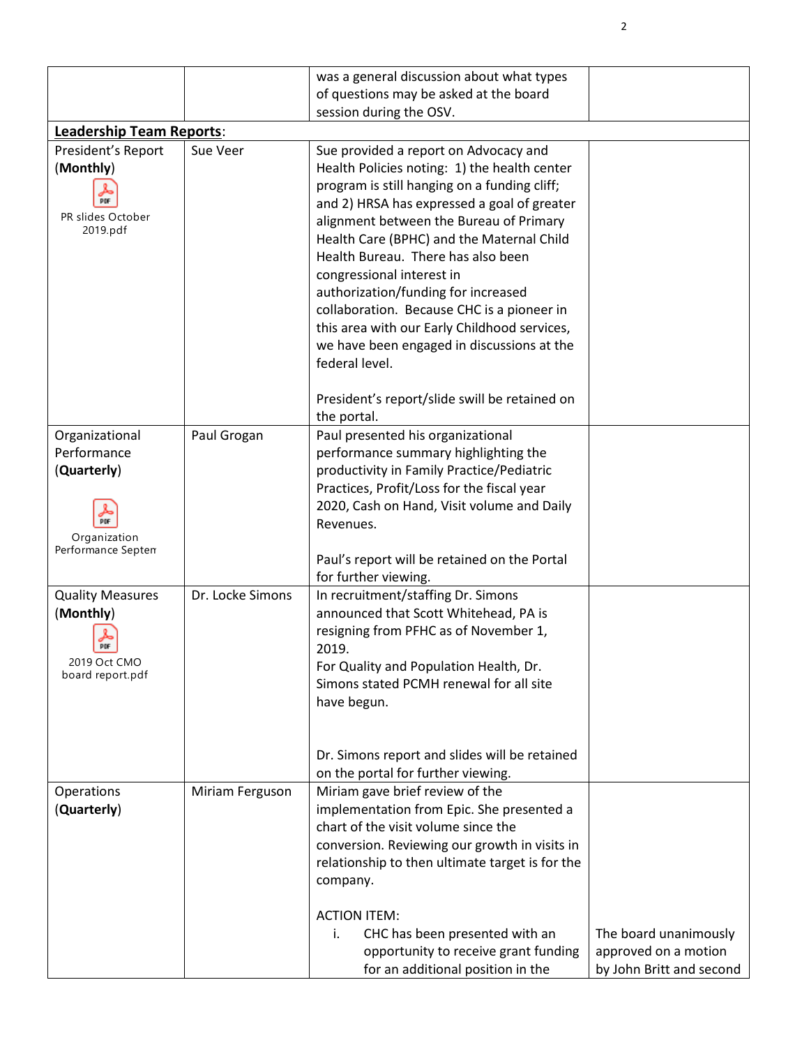| | | | |
|---|---|---|---|
| | | was a general discussion about what types of questions may be asked at the board session during the OSV. | |
| **Leadership Team Reports**: | | | |
| President's Report (**Monthly**)<br><br>PR slides October 2019.pdf | Sue Veer | Sue provided a report on Advocacy and Health Policies noting: 1) the health center program is still hanging on a funding cliff; and 2) HRSA has expressed a goal of greater alignment between the Bureau of Primary Health Care (BPHC) and the Maternal Child Health Bureau. There has also been congressional interest in authorization/funding for increased collaboration. Because CHC is a pioneer in this area with our Early Childhood services, we have been engaged in discussions at the federal level.<br><br>President's report/slide swill be retained on the portal. | |
| Organizational Performance (**Quarterly**)<br><br>Organization Performance Septem | Paul Grogan | Paul presented his organizational performance summary highlighting the productivity in Family Practice/Pediatric Practices, Profit/Loss for the fiscal year 2020, Cash on Hand, Visit volume and Daily Revenues.<br><br>Paul's report will be retained on the Portal for further viewing. | |
| Quality Measures (**Monthly**)<br><br>2019 Oct CMO board report.pdf | Dr. Locke Simons | In recruitment/staffing Dr. Simons announced that Scott Whitehead, PA is resigning from PFHC as of November 1, 2019.<br>For Quality and Population Health, Dr. Simons stated PCMH renewal for all site have begun.<br><br>Dr. Simons report and slides will be retained on the portal for further viewing. | |
| Operations (**Quarterly**) | Miriam Ferguson | Miriam gave brief review of the implementation from Epic. She presented a chart of the visit volume since the conversion. Reviewing our growth in visits in relationship to then ultimate target is for the company.<br><br>ACTION ITEM:<br>i. CHC has been presented with an opportunity to receive grant funding for an additional position in the | The board unanimously approved on a motion by John Britt and second |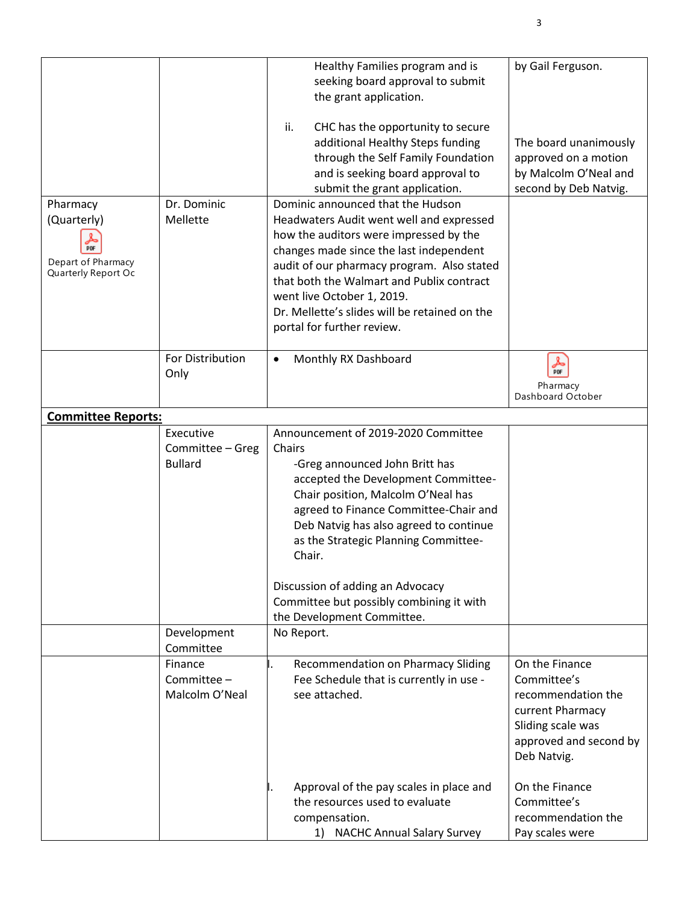| | | | |
|---|---|---|---|
| | | Healthy Families program and is seeking board approval to submit the grant application.<br><br>ii. CHC has the opportunity to secure additional Healthy Steps funding through the Self Family Foundation and is seeking board approval to submit the grant application. | by Gail Ferguson.<br><br>The board unanimously approved on a motion by Malcolm O'Neal and second by Deb Natvig. |
| Pharmacy (Quarterly)<br>Depart of Pharmacy Quarterly Report Oc | Dr. Dominic Mellette | Dominic announced that the Hudson Headwaters Audit went well and expressed how the auditors were impressed by the changes made since the last independent audit of our pharmacy program. Also stated that both the Walmart and Publix contract went live October 1, 2019.<br>Dr. Mellette's slides will be retained on the portal for further review. | |
| | For Distribution Only | • Monthly RX Dashboard | Pharmacy Dashboard October |
| **Committee Reports:** | | | |
| | Executive Committee – Greg Bullard | Announcement of 2019-2020 Committee Chairs<br>-Greg announced John Britt has accepted the Development Committee-Chair position, Malcolm O'Neal has agreed to Finance Committee-Chair and Deb Natvig has also agreed to continue as the Strategic Planning Committee-Chair.<br><br>Discussion of adding an Advocacy Committee but possibly combining it with the Development Committee. | |
| | Development Committee | No Report. | |
| | Finance Committee – Malcolm O'Neal | I. Recommendation on Pharmacy Sliding Fee Schedule that is currently in use - see attached.<br><br>I. Approval of the pay scales in place and the resources used to evaluate compensation.<br>1) NACHC Annual Salary Survey | On the Finance Committee's recommendation the current Pharmacy Sliding scale was approved and second by Deb Natvig.<br><br>On the Finance Committee's recommendation the Pay scales were |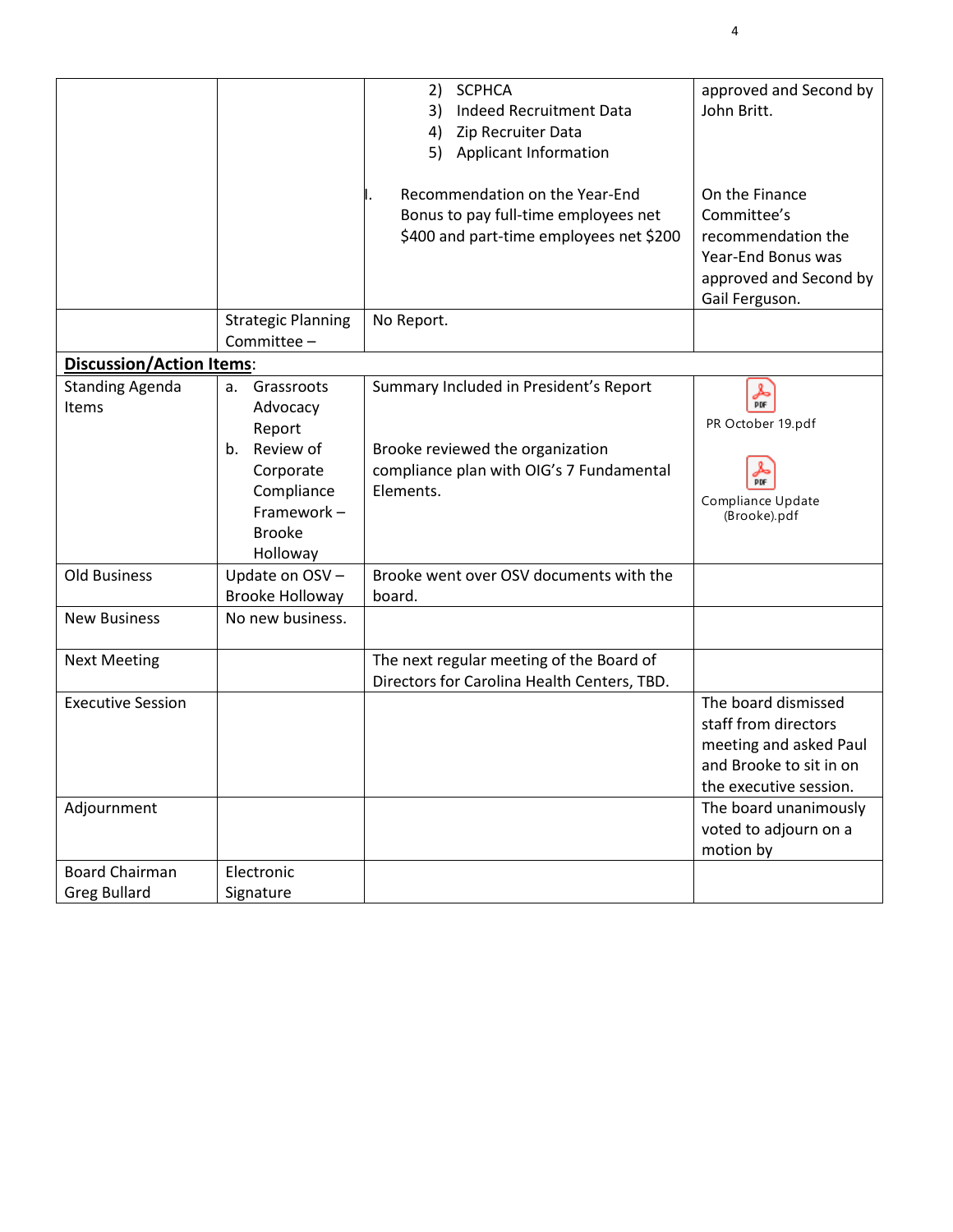| | | | |
|---|---|---|---|
| | | 2) SCPHCA<br>3) Indeed Recruitment Data<br>4) Zip Recruiter Data<br>5) Applicant Information | approved and Second by John Britt. |
| | | I. Recommendation on the Year-End Bonus to pay full-time employees net $400 and part-time employees net $200 | On the Finance Committee's recommendation the Year-End Bonus was approved and Second by Gail Ferguson. |
| | Strategic Planning Committee – | No Report. | |
| **Discussion/Action Items**: | | | |
| Standing Agenda Items | a. Grassroots Advocacy Report<br>b. Review of Corporate Compliance Framework – Brooke Holloway | Summary Included in President's Report<br><br>Brooke reviewed the organization compliance plan with OIG's 7 Fundamental Elements. | PR October 19.pdf<br><br>Compliance Update (Brooke).pdf |
| Old Business | Update on OSV – Brooke Holloway | Brooke went over OSV documents with the board. | |
| New Business | No new business. | | |
| Next Meeting | | The next regular meeting of the Board of Directors for Carolina Health Centers, TBD. | |
| Executive Session | | | The board dismissed staff from directors meeting and asked Paul and Brooke to sit in on the executive session. |
| Adjournment | | | The board unanimously voted to adjourn on a motion by |
| Board Chairman Greg Bullard | Electronic Signature | | |